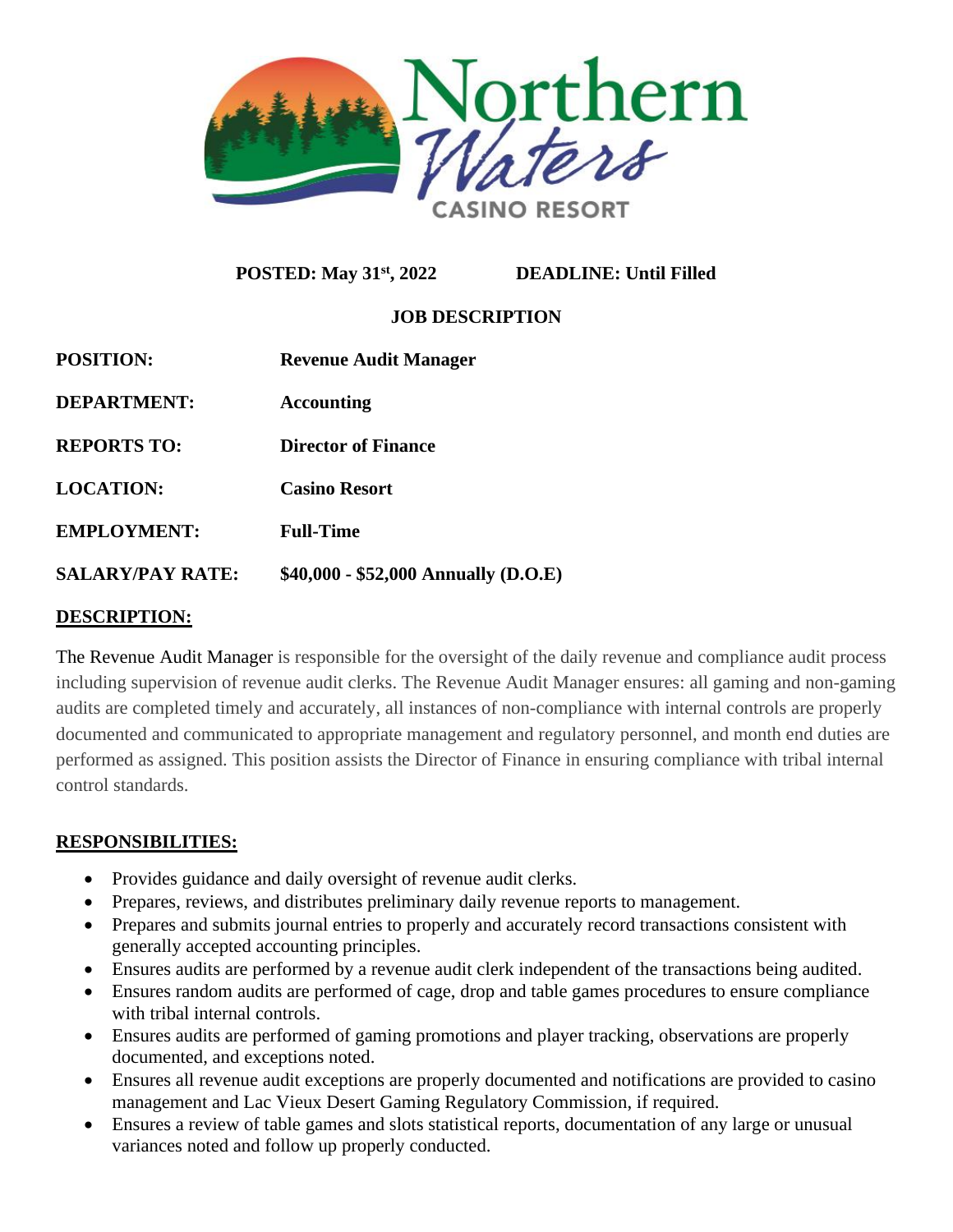**POSTED: May 31st, 2022** **DEADLINE: Until Filled**

**JOB DESCRIPTION**

| | |
|---|---|
| **POSITION:** | **Revenue Audit Manager** |
| **DEPARTMENT:** | **Accounting** |
| **REPORTS TO:** | **Director of Finance** |
| **LOCATION:** | **Casino Resort** |
| **EMPLOYMENT:** | **Full-Time** |
| **SALARY/PAY RATE:** | **$40,000 - $52,000 Annually (D.O.E)** |

## DESCRIPTION:

The Revenue Audit Manager is responsible for the oversight of the daily revenue and compliance audit process including supervision of revenue audit clerks. The Revenue Audit Manager ensures: all gaming and non-gaming audits are completed timely and accurately, all instances of non-compliance with internal controls are properly documented and communicated to appropriate management and regulatory personnel, and month end duties are performed as assigned. This position assists the Director of Finance in ensuring compliance with tribal internal control standards.

## RESPONSIBILITIES:

- Provides guidance and daily oversight of revenue audit clerks.
- Prepares, reviews, and distributes preliminary daily revenue reports to management.
- Prepares and submits journal entries to properly and accurately record transactions consistent with generally accepted accounting principles.
- Ensures audits are performed by a revenue audit clerk independent of the transactions being audited.
- Ensures random audits are performed of cage, drop and table games procedures to ensure compliance with tribal internal controls.
- Ensures audits are performed of gaming promotions and player tracking, observations are properly documented, and exceptions noted.
- Ensures all revenue audit exceptions are properly documented and notifications are provided to casino management and Lac Vieux Desert Gaming Regulatory Commission, if required.
- Ensures a review of table games and slots statistical reports, documentation of any large or unusual variances noted and follow up properly conducted.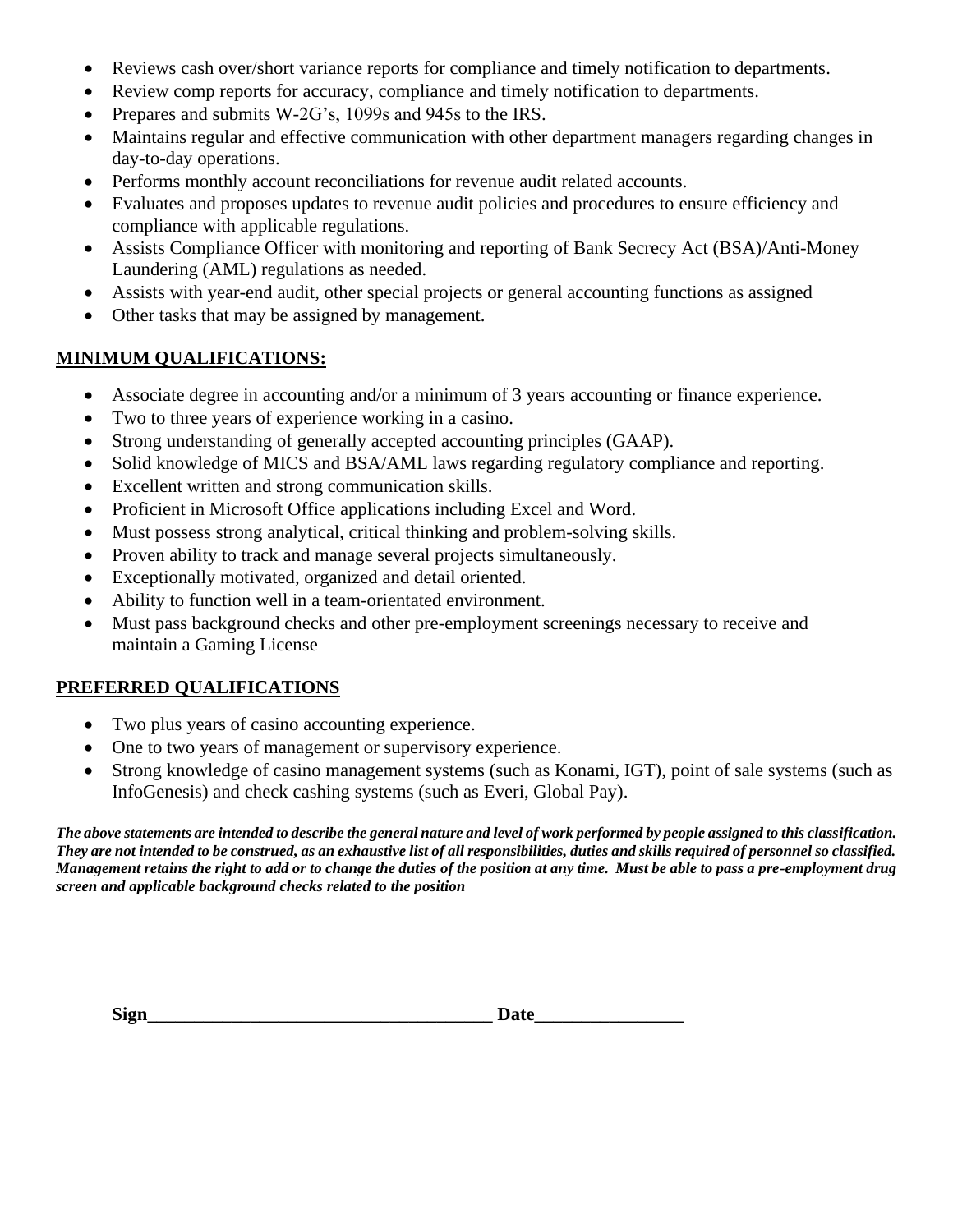- Reviews cash over/short variance reports for compliance and timely notification to departments.
- Review comp reports for accuracy, compliance and timely notification to departments.
- Prepares and submits W-2G's, 1099s and 945s to the IRS.
- Maintains regular and effective communication with other department managers regarding changes in day-to-day operations.
- Performs monthly account reconciliations for revenue audit related accounts.
- Evaluates and proposes updates to revenue audit policies and procedures to ensure efficiency and compliance with applicable regulations.
- Assists Compliance Officer with monitoring and reporting of Bank Secrecy Act (BSA)/Anti-Money Laundering (AML) regulations as needed.
- Assists with year-end audit, other special projects or general accounting functions as assigned
- Other tasks that may be assigned by management.

## MINIMUM QUALIFICATIONS:

- Associate degree in accounting and/or a minimum of 3 years accounting or finance experience.
- Two to three years of experience working in a casino.
- Strong understanding of generally accepted accounting principles (GAAP).
- Solid knowledge of MICS and BSA/AML laws regarding regulatory compliance and reporting.
- Excellent written and strong communication skills.
- Proficient in Microsoft Office applications including Excel and Word.
- Must possess strong analytical, critical thinking and problem-solving skills.
- Proven ability to track and manage several projects simultaneously.
- Exceptionally motivated, organized and detail oriented.
- Ability to function well in a team-orientated environment.
- Must pass background checks and other pre-employment screenings necessary to receive and maintain a Gaming License

## PREFERRED QUALIFICATIONS

- Two plus years of casino accounting experience.
- One to two years of management or supervisory experience.
- Strong knowledge of casino management systems (such as Konami, IGT), point of sale systems (such as InfoGenesis) and check cashing systems (such as Everi, Global Pay).

***The above statements are intended to describe the general nature and level of work performed by people assigned to this classification. They are not intended to be construed, as an exhaustive list of all responsibilities, duties and skills required of personnel so classified. Management retains the right to add or to change the duties of the position at any time. Must be able to pass a pre-employment drug screen and applicable background checks related to the position***

**Sign_____________________________________ Date________________**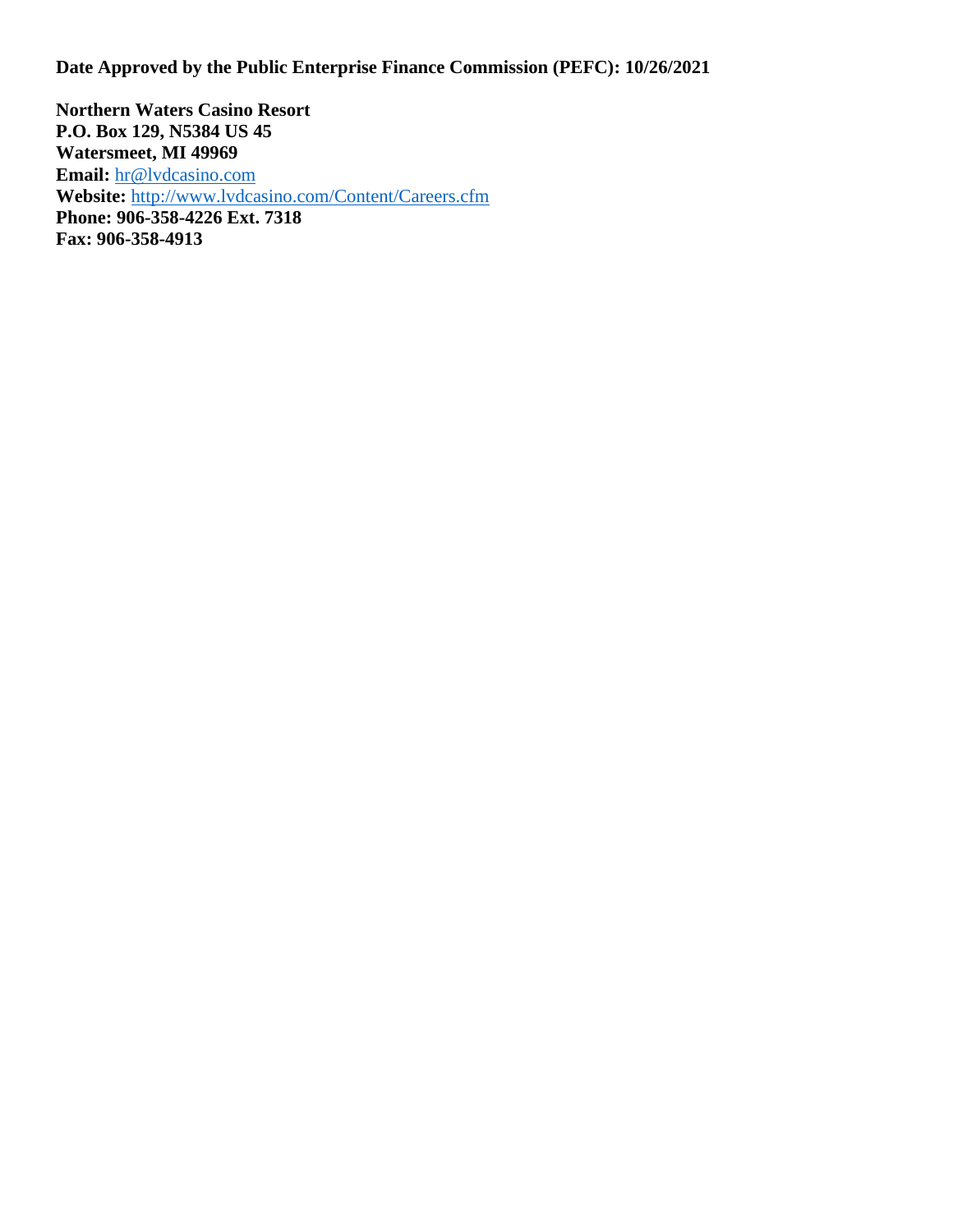**Date Approved by the Public Enterprise Finance Commission (PEFC): 10/26/2021**

**Northern Waters Casino Resort**
**P.O. Box 129, N5384 US 45**
**Watersmeet, MI 49969**
**Email:** [hr@lvdcasino.com](mailto:hr@lvdcasino.com)
**Website:** [http://www.lvdcasino.com/Content/Careers.cfm](http://www.lvdcasino.com/Content/Careers.cfm)
**Phone: 906-358-4226 Ext. 7318**
**Fax: 906-358-4913**